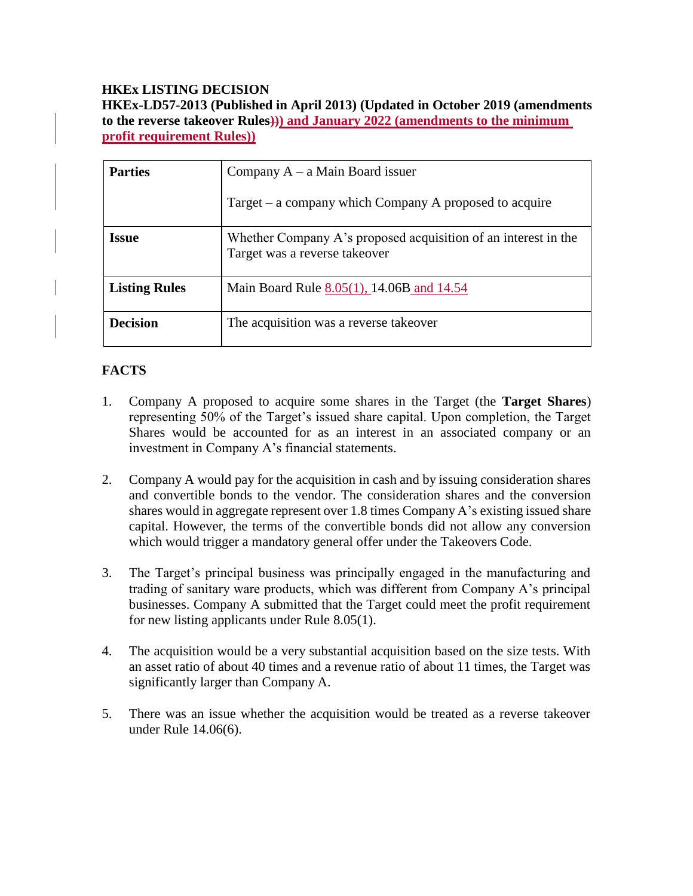**HKEx LISTING DECISION**

**HKEx-LD57-2013 (Published in April 2013) (Updated in October 2019 (amendments to the reverse takeover Rules)) and January 2022 (amendments to the minimum profit requirement Rules))**

| **Parties** | Company A – a Main Board issuer<br><br>Target – a company which Company A proposed to acquire |
|---|---|
| **Issue** | Whether Company A's proposed acquisition of an interest in the Target was a reverse takeover |
| **Listing Rules** | Main Board Rule 8.05(1), 14.06B and 14.54 |
| **Decision** | The acquisition was a reverse takeover |

**FACTS**

1. Company A proposed to acquire some shares in the Target (the **Target Shares**) representing 50% of the Target's issued share capital. Upon completion, the Target Shares would be accounted for as an interest in an associated company or an investment in Company A's financial statements.

2. Company A would pay for the acquisition in cash and by issuing consideration shares and convertible bonds to the vendor. The consideration shares and the conversion shares would in aggregate represent over 1.8 times Company A's existing issued share capital. However, the terms of the convertible bonds did not allow any conversion which would trigger a mandatory general offer under the Takeovers Code.

3. The Target's principal business was principally engaged in the manufacturing and trading of sanitary ware products, which was different from Company A's principal businesses. Company A submitted that the Target could meet the profit requirement for new listing applicants under Rule 8.05(1).

4. The acquisition would be a very substantial acquisition based on the size tests. With an asset ratio of about 40 times and a revenue ratio of about 11 times, the Target was significantly larger than Company A.

5. There was an issue whether the acquisition would be treated as a reverse takeover under Rule 14.06(6).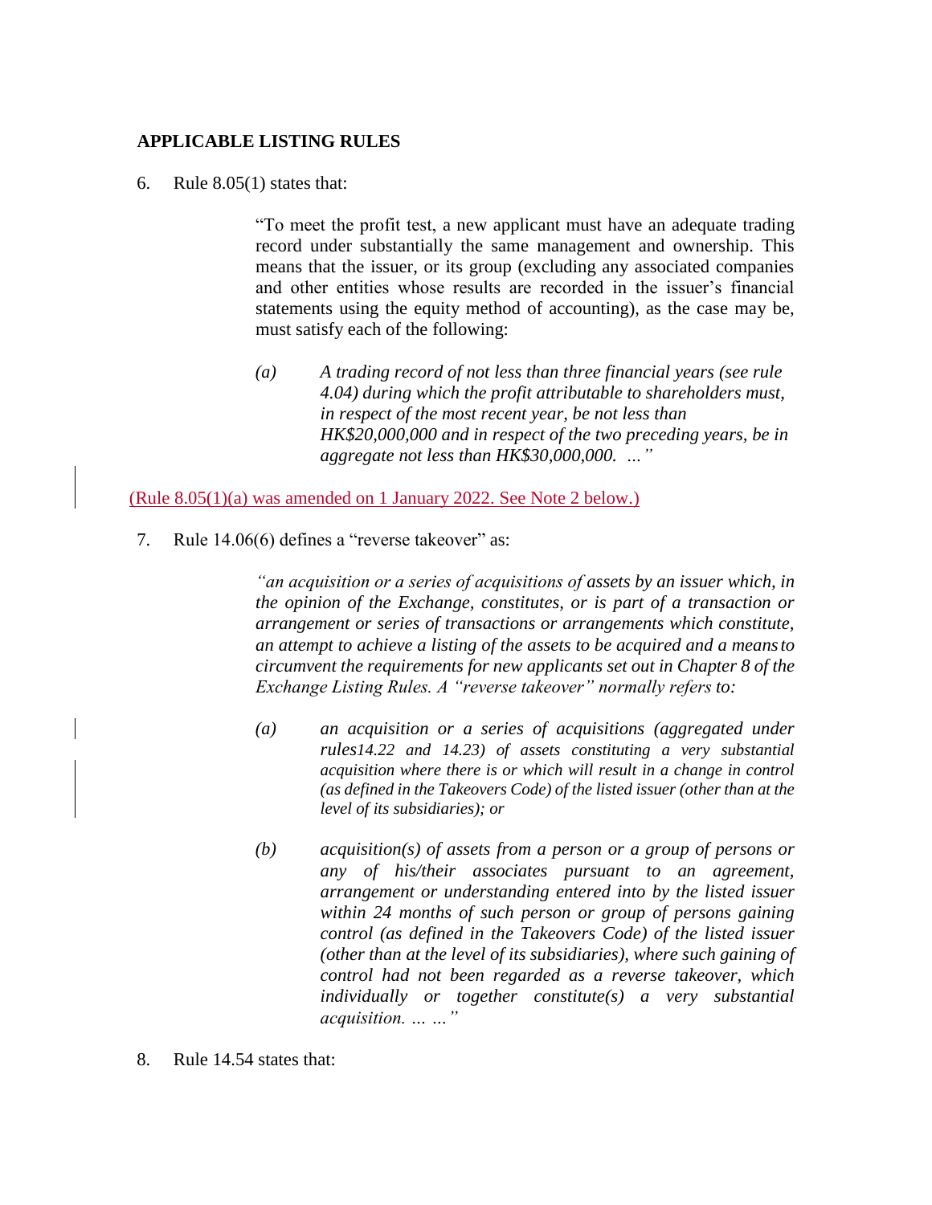## APPLICABLE LISTING RULES

6. Rule 8.05(1) states that:

> "To meet the profit test, a new applicant must have an adequate trading record under substantially the same management and ownership. This means that the issuer, or its group (excluding any associated companies and other entities whose results are recorded in the issuer's financial statements using the equity method of accounting), as the case may be, must satisfy each of the following:
>
> *(a) A trading record of not less than three financial years (see rule 4.04) during which the profit attributable to shareholders must, in respect of the most recent year, be not less than HK$20,000,000 and in respect of the two preceding years, be in aggregate not less than HK$30,000,000. …"*

(Rule 8.05(1)(a) was amended on 1 January 2022. See Note 2 below.)

7. Rule 14.06(6) defines a "reverse takeover" as:

> *"an acquisition or a series of acquisitions of assets by an issuer which, in the opinion of the Exchange, constitutes, or is part of a transaction or arrangement or series of transactions or arrangements which constitute, an attempt to achieve a listing of the assets to be acquired and a means to circumvent the requirements for new applicants set out in Chapter 8 of the Exchange Listing Rules. A "reverse takeover" normally refers to:*
>
> *(a) an acquisition or a series of acquisitions (aggregated under rules14.22 and 14.23) of assets constituting a very substantial acquisition where there is or which will result in a change in control (as defined in the Takeovers Code) of the listed issuer (other than at the level of its subsidiaries); or*
>
> *(b) acquisition(s) of assets from a person or a group of persons or any of his/their associates pursuant to an agreement, arrangement or understanding entered into by the listed issuer within 24 months of such person or group of persons gaining control (as defined in the Takeovers Code) of the listed issuer (other than at the level of its subsidiaries), where such gaining of control had not been regarded as a reverse takeover, which individually or together constitute(s) a very substantial acquisition. … …"*

8. Rule 14.54 states that: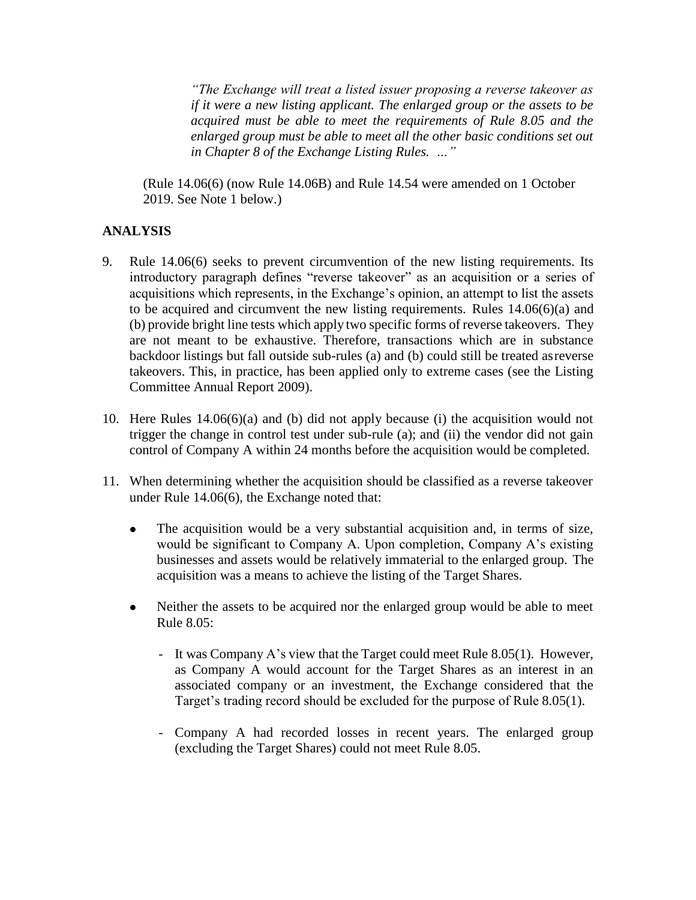> *"The Exchange will treat a listed issuer proposing a reverse takeover as if it were a new listing applicant. The enlarged group or the assets to be acquired must be able to meet the requirements of Rule 8.05 and the enlarged group must be able to meet all the other basic conditions set out in Chapter 8 of the Exchange Listing Rules. …"*

(Rule 14.06(6) (now Rule 14.06B) and Rule 14.54 were amended on 1 October 2019. See Note 1 below.)

## ANALYSIS

9. Rule 14.06(6) seeks to prevent circumvention of the new listing requirements. Its introductory paragraph defines "reverse takeover" as an acquisition or a series of acquisitions which represents, in the Exchange's opinion, an attempt to list the assets to be acquired and circumvent the new listing requirements. Rules 14.06(6)(a) and (b) provide bright line tests which apply two specific forms of reverse takeovers. They are not meant to be exhaustive. Therefore, transactions which are in substance backdoor listings but fall outside sub-rules (a) and (b) could still be treated as reverse takeovers. This, in practice, has been applied only to extreme cases (see the Listing Committee Annual Report 2009).

10. Here Rules 14.06(6)(a) and (b) did not apply because (i) the acquisition would not trigger the change in control test under sub-rule (a); and (ii) the vendor did not gain control of Company A within 24 months before the acquisition would be completed.

11. When determining whether the acquisition should be classified as a reverse takeover under Rule 14.06(6), the Exchange noted that:

    - The acquisition would be a very substantial acquisition and, in terms of size, would be significant to Company A. Upon completion, Company A's existing businesses and assets would be relatively immaterial to the enlarged group. The acquisition was a means to achieve the listing of the Target Shares.

    - Neither the assets to be acquired nor the enlarged group would be able to meet Rule 8.05:

        - It was Company A's view that the Target could meet Rule 8.05(1). However, as Company A would account for the Target Shares as an interest in an associated company or an investment, the Exchange considered that the Target's trading record should be excluded for the purpose of Rule 8.05(1).

        - Company A had recorded losses in recent years. The enlarged group (excluding the Target Shares) could not meet Rule 8.05.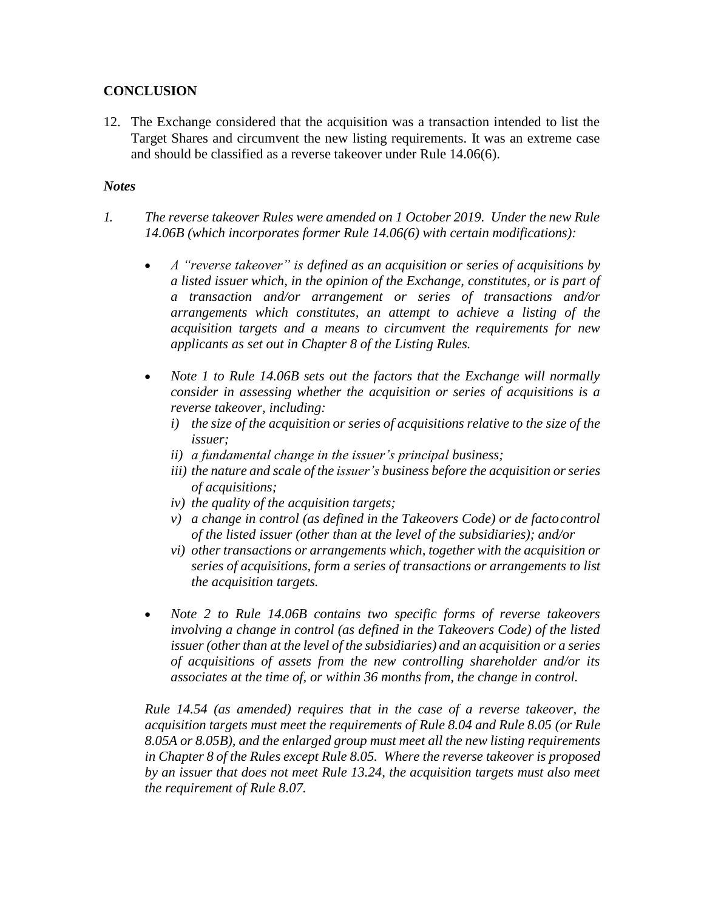## CONCLUSION

12. The Exchange considered that the acquisition was a transaction intended to list the Target Shares and circumvent the new listing requirements. It was an extreme case and should be classified as a reverse takeover under Rule 14.06(6).

***Notes***

*1. The reverse takeover Rules were amended on 1 October 2019. Under the new Rule 14.06B (which incorporates former Rule 14.06(6) with certain modifications):*

- *A "reverse takeover" is defined as an acquisition or series of acquisitions by a listed issuer which, in the opinion of the Exchange, constitutes, or is part of a transaction and/or arrangement or series of transactions and/or arrangements which constitutes, an attempt to achieve a listing of the acquisition targets and a means to circumvent the requirements for new applicants as set out in Chapter 8 of the Listing Rules.*

- *Note 1 to Rule 14.06B sets out the factors that the Exchange will normally consider in assessing whether the acquisition or series of acquisitions is a reverse takeover, including:*
  - *i) the size of the acquisition or series of acquisitions relative to the size of the issuer;*
  - *ii) a fundamental change in the issuer's principal business;*
  - *iii) the nature and scale of the issuer's business before the acquisition or series of acquisitions;*
  - *iv) the quality of the acquisition targets;*
  - *v) a change in control (as defined in the Takeovers Code) or de facto control of the listed issuer (other than at the level of the subsidiaries); and/or*
  - *vi) other transactions or arrangements which, together with the acquisition or series of acquisitions, form a series of transactions or arrangements to list the acquisition targets.*

- *Note 2 to Rule 14.06B contains two specific forms of reverse takeovers involving a change in control (as defined in the Takeovers Code) of the listed issuer (other than at the level of the subsidiaries) and an acquisition or a series of acquisitions of assets from the new controlling shareholder and/or its associates at the time of, or within 36 months from, the change in control.*

*Rule 14.54 (as amended) requires that in the case of a reverse takeover, the acquisition targets must meet the requirements of Rule 8.04 and Rule 8.05 (or Rule 8.05A or 8.05B), and the enlarged group must meet all the new listing requirements in Chapter 8 of the Rules except Rule 8.05. Where the reverse takeover is proposed by an issuer that does not meet Rule 13.24, the acquisition targets must also meet the requirement of Rule 8.07.*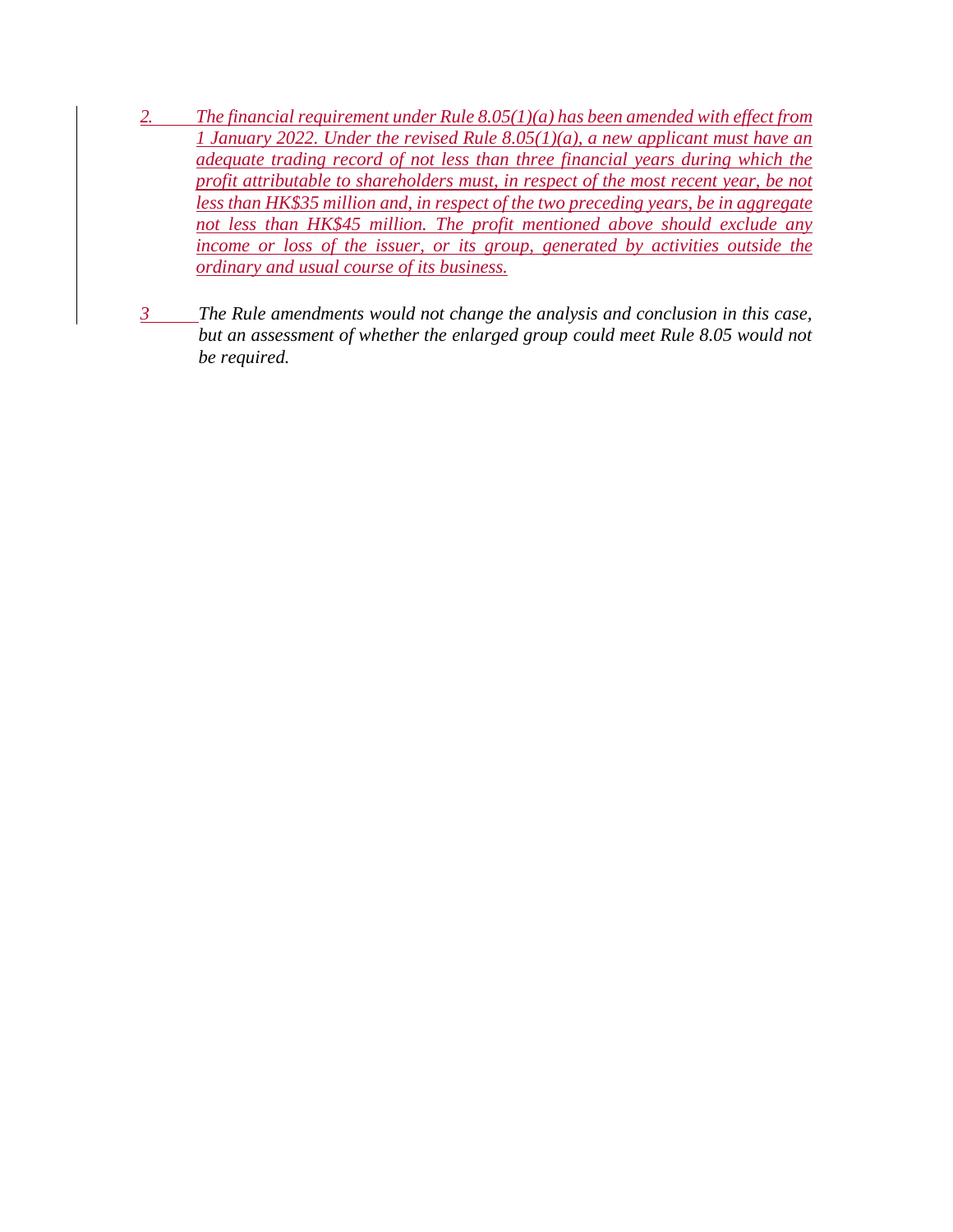*2. The financial requirement under Rule 8.05(1)(a) has been amended with effect from 1 January 2022. Under the revised Rule 8.05(1)(a), a new applicant must have an adequate trading record of not less than three financial years during which the profit attributable to shareholders must, in respect of the most recent year, be not less than HK$35 million and, in respect of the two preceding years, be in aggregate not less than HK$45 million. The profit mentioned above should exclude any income or loss of the issuer, or its group, generated by activities outside the ordinary and usual course of its business.*

*3 The Rule amendments would not change the analysis and conclusion in this case, but an assessment of whether the enlarged group could meet Rule 8.05 would not be required.*